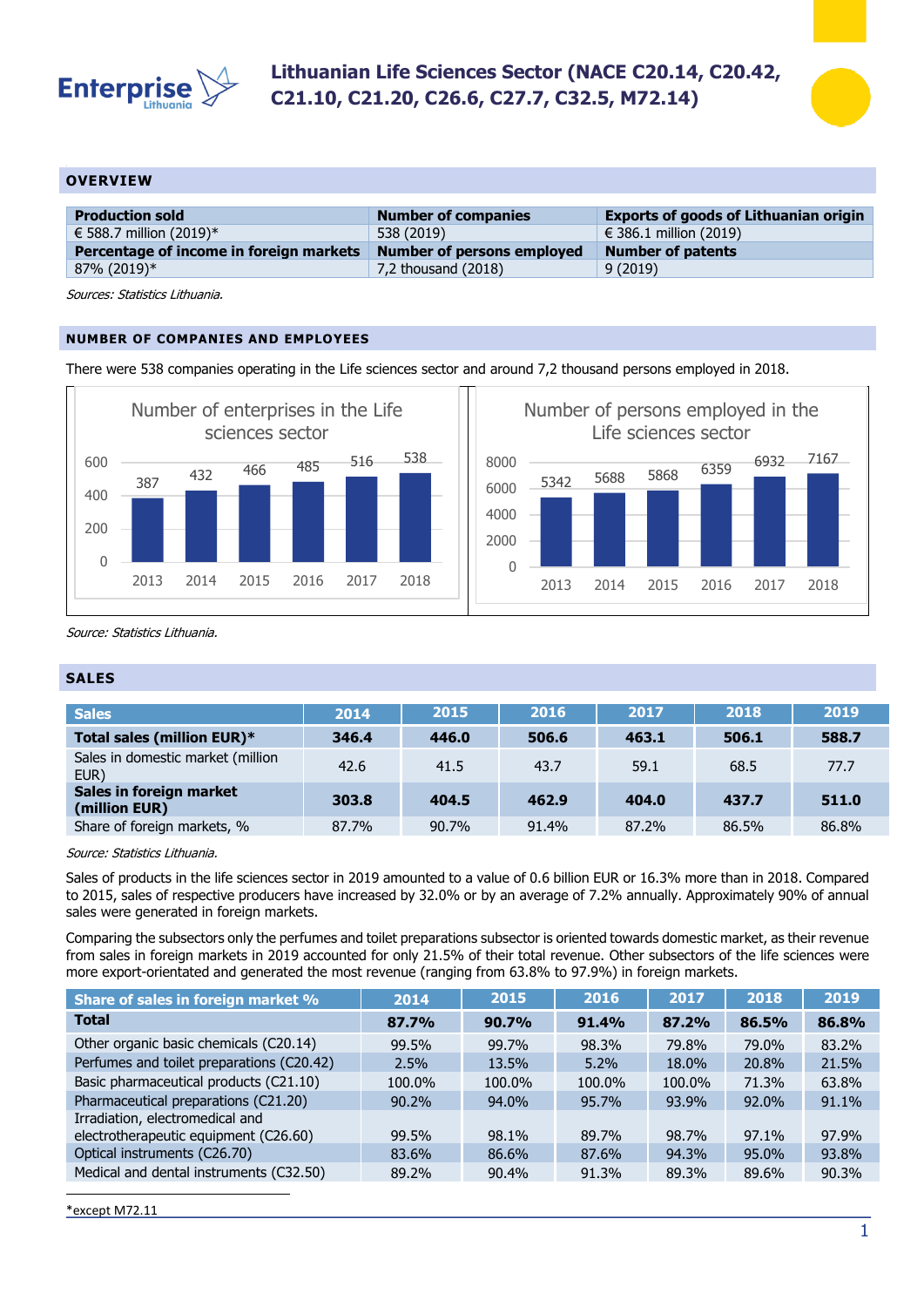# Lithuanian Life Sciences Sector (NACE C20.14, C20.42, C21.10, C21.20, C26.6, C27.7, C32.5, M72.14)

## OVERVIEW

| Production sold | Number of companies | Exports of goods of Lithuanian origin |
|---|---|---|
| € 588.7 million (2019)* | 538 (2019) | € 386.1 million (2019) |
| **Percentage of income in foreign markets** | **Number of persons employed** | **Number of patents** |
| 87% (2019)* | 7,2 thousand (2018) | 9 (2019) |

*Sources: Statistics Lithuania.*

## NUMBER OF COMPANIES AND EMPLOYEES

There were 538 companies operating in the Life sciences sector and around 7,2 thousand persons employed in 2018.

**Number of enterprises in the Life sciences sector**

| 2013 | 2014 | 2015 | 2016 | 2017 | 2018 |
|---|---|---|---|---|---|
| 387 | 432 | 466 | 485 | 516 | 538 |

**Number of persons employed in the Life sciences sector**

| 2013 | 2014 | 2015 | 2016 | 2017 | 2018 |
|---|---|---|---|---|---|
| 5342 | 5688 | 5868 | 6359 | 6932 | 7167 |

*Source: Statistics Lithuania.*

## SALES

| Sales | 2014 | 2015 | 2016 | 2017 | 2018 | 2019 |
|---|---|---|---|---|---|---|
| **Total sales (million EUR)*** | **346.4** | **446.0** | **506.6** | **463.1** | **506.1** | **588.7** |
| Sales in domestic market (million EUR) | 42.6 | 41.5 | 43.7 | 59.1 | 68.5 | 77.7 |
| **Sales in foreign market (million EUR)** | **303.8** | **404.5** | **462.9** | **404.0** | **437.7** | **511.0** |
| Share of foreign markets, % | 87.7% | 90.7% | 91.4% | 87.2% | 86.5% | 86.8% |

*Source: Statistics Lithuania.*

Sales of products in the life sciences sector in 2019 amounted to a value of 0.6 billion EUR or 16.3% more than in 2018. Compared to 2015, sales of respective producers have increased by 32.0% or by an average of 7.2% annually. Approximately 90% of annual sales were generated in foreign markets.

Comparing the subsectors only the perfumes and toilet preparations subsector is oriented towards domestic market, as their revenue from sales in foreign markets in 2019 accounted for only 21.5% of their total revenue. Other subsectors of the life sciences were more export-orientated and generated the most revenue (ranging from 63.8% to 97.9%) in foreign markets.

| Share of sales in foreign market % | 2014 | 2015 | 2016 | 2017 | 2018 | 2019 |
|---|---|---|---|---|---|---|
| **Total** | **87.7%** | **90.7%** | **91.4%** | **87.2%** | **86.5%** | **86.8%** |
| Other organic basic chemicals (C20.14) | 99.5% | 99.7% | 98.3% | 79.8% | 79.0% | 83.2% |
| Perfumes and toilet preparations (C20.42) | 2.5% | 13.5% | 5.2% | 18.0% | 20.8% | 21.5% |
| Basic pharmaceutical products (C21.10) | 100.0% | 100.0% | 100.0% | 100.0% | 71.3% | 63.8% |
| Pharmaceutical preparations (C21.20) | 90.2% | 94.0% | 95.7% | 93.9% | 92.0% | 91.1% |
| Irradiation, electromedical and electrotherapeutic equipment (C26.60) | 99.5% | 98.1% | 89.7% | 98.7% | 97.1% | 97.9% |
| Optical instruments (C26.70) | 83.6% | 86.6% | 87.6% | 94.3% | 95.0% | 93.8% |
| Medical and dental instruments (C32.50) | 89.2% | 90.4% | 91.3% | 89.3% | 89.6% | 90.3% |

*except M72.11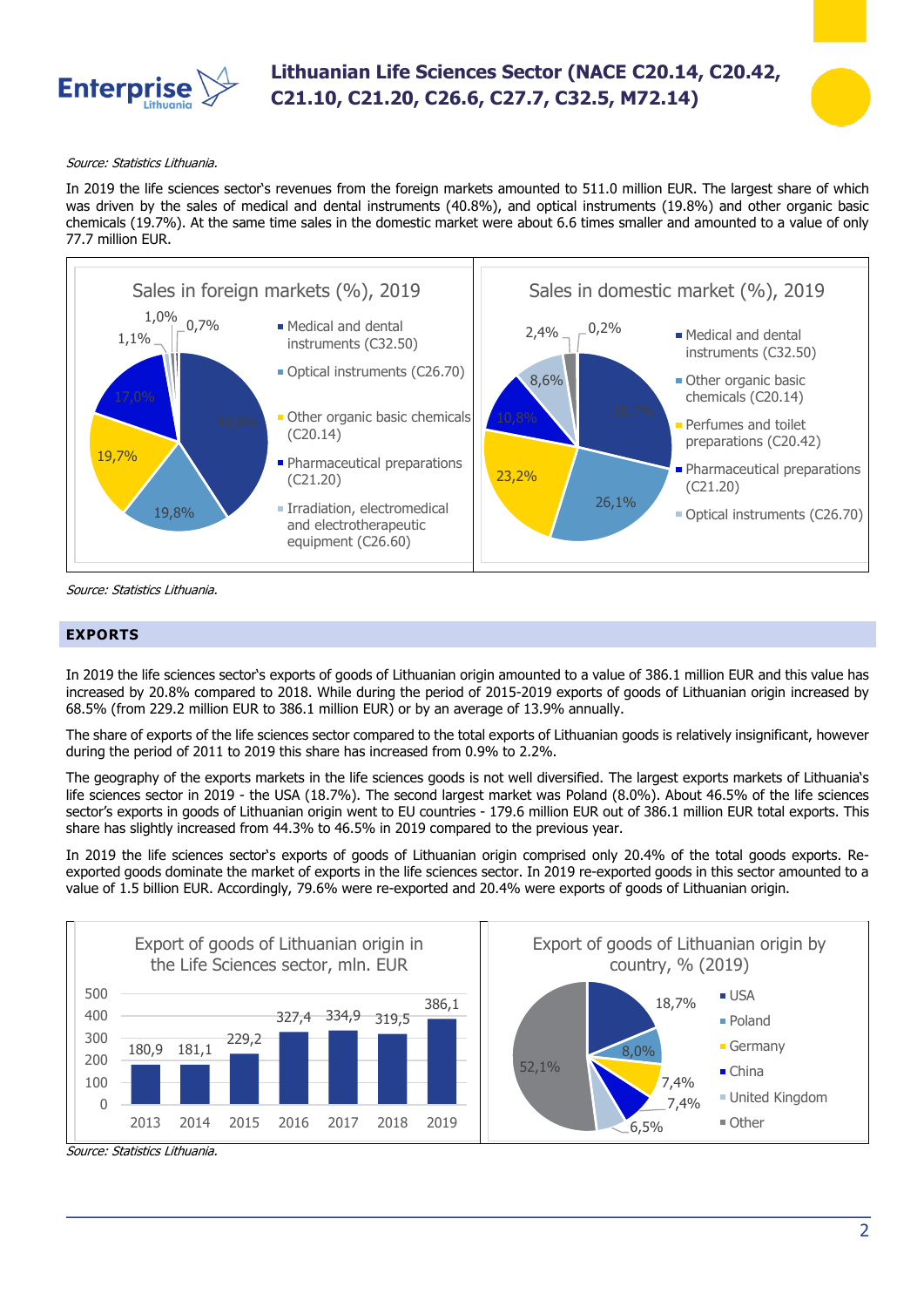*Source: Statistics Lithuania.*

In 2019 the life sciences sector's revenues from the foreign markets amounted to 511.0 million EUR. The largest share of which was driven by the sales of medical and dental instruments (40.8%), and optical instruments (19.8%) and other organic basic chemicals (19.7%). At the same time sales in the domestic market were about 6.6 times smaller and amounted to a value of only 77.7 million EUR.

**Sales in foreign markets (%), 2019**

| Category | % |
|---|---|
| Medical and dental instruments (C32.50) | 40,8% |
| Optical instruments (C26.70) | 19,8% |
| Other organic basic chemicals (C20.14) | 19,7% |
| Pharmaceutical preparations (C21.20) | 17,0% |
| Irradiation, electromedical and electrotherapeutic equipment (C26.60) | 1,1% |
| | 1,0% |
| | 0,7% |

**Sales in domestic market (%), 2019**

| Category | % |
|---|---|
| Medical and dental instruments (C32.50) | 28,7% |
| Other organic basic chemicals (C20.14) | 26,1% |
| Perfumes and toilet preparations (C20.42) | 23,2% |
| Pharmaceutical preparations (C21.20) | 10,8% |
| Optical instruments (C26.70) | 8,6% |
| | 2,4% |
| | 0,2% |

*Source: Statistics Lithuania.*

## EXPORTS

In 2019 the life sciences sector's exports of goods of Lithuanian origin amounted to a value of 386.1 million EUR and this value has increased by 20.8% compared to 2018. While during the period of 2015-2019 exports of goods of Lithuanian origin increased by 68.5% (from 229.2 million EUR to 386.1 million EUR) or by an average of 13.9% annually.

The share of exports of the life sciences sector compared to the total exports of Lithuanian goods is relatively insignificant, however during the period of 2011 to 2019 this share has increased from 0.9% to 2.2%.

The geography of the exports markets in the life sciences goods is not well diversified. The largest exports markets of Lithuania's life sciences sector in 2019 - the USA (18.7%). The second largest market was Poland (8.0%). About 46.5% of the life sciences sector's exports in goods of Lithuanian origin went to EU countries - 179.6 million EUR out of 386.1 million EUR total exports. This share has slightly increased from 44.3% to 46.5% in 2019 compared to the previous year.

In 2019 the life sciences sector's exports of goods of Lithuanian origin comprised only 20.4% of the total goods exports. Re-exported goods dominate the market of exports in the life sciences sector. In 2019 re-exported goods in this sector amounted to a value of 1.5 billion EUR. Accordingly, 79.6% were re-exported and 20.4% were exports of goods of Lithuanian origin.

**Export of goods of Lithuanian origin in the Life Sciences sector, mln. EUR**

| Year | 2013 | 2014 | 2015 | 2016 | 2017 | 2018 | 2019 |
|---|---|---|---|---|---|---|---|
| mln. EUR | 180,9 | 181,1 | 229,2 | 327,4 | 334,9 | 319,5 | 386,1 |

**Export of goods of Lithuanian origin by country, % (2019)**

| Country | % |
|---|---|
| USA | 18,7% |
| Poland | 8,0% |
| Germany | 7,4% |
| China | 7,4% |
| United Kingdom | 6,5% |
| Other | 52,1% |

*Source: Statistics Lithuania.*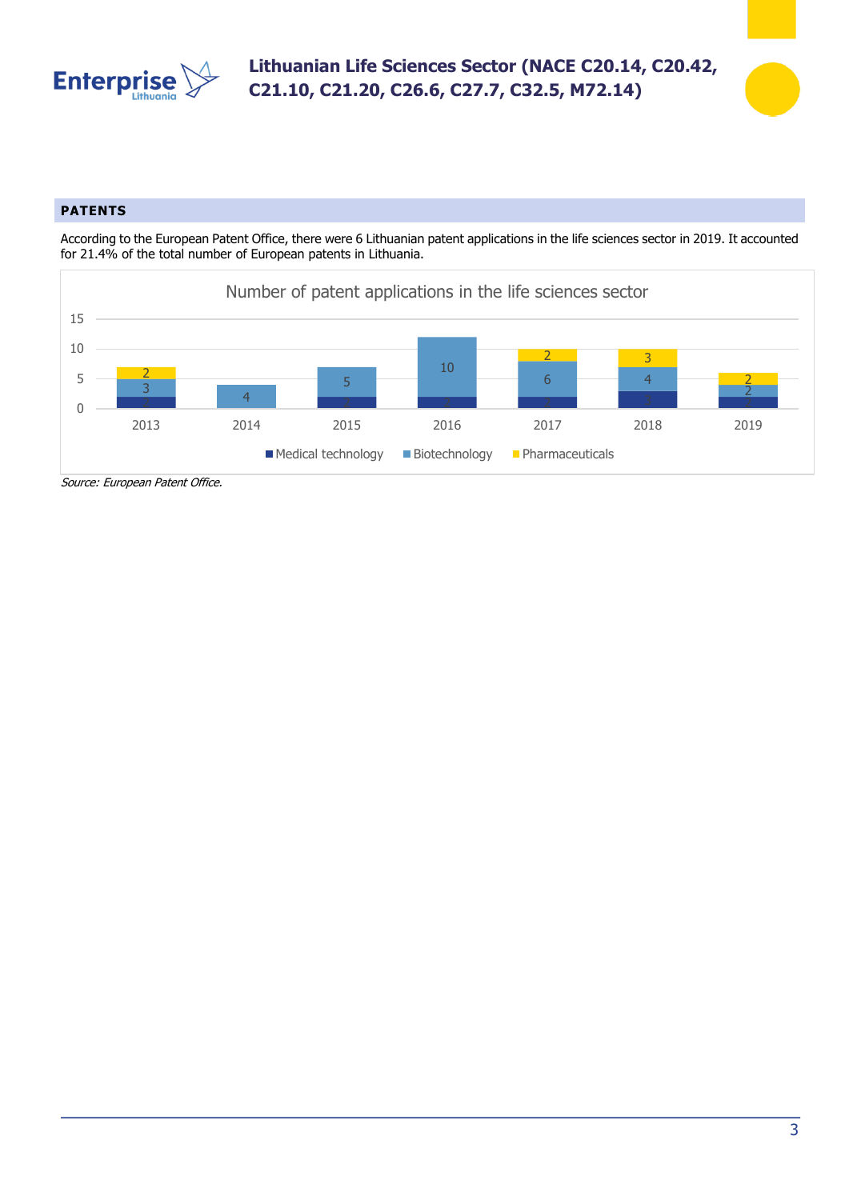## PATENTS

According to the European Patent Office, there were 6 Lithuanian patent applications in the life sciences sector in 2019. It accounted for 21.4% of the total number of European patents in Lithuania.

Number of patent applications in the life sciences sector

15
10
5
0

2013: 2, 3, 2
2014: 4
2015: 5, 2
2016: 10, 2
2017: 2, 6, 2
2018: 3, 4, 3
2019: 2, 2, 2

Medical technology
Biotechnology
Pharmaceuticals

*Source: European Patent Office.*